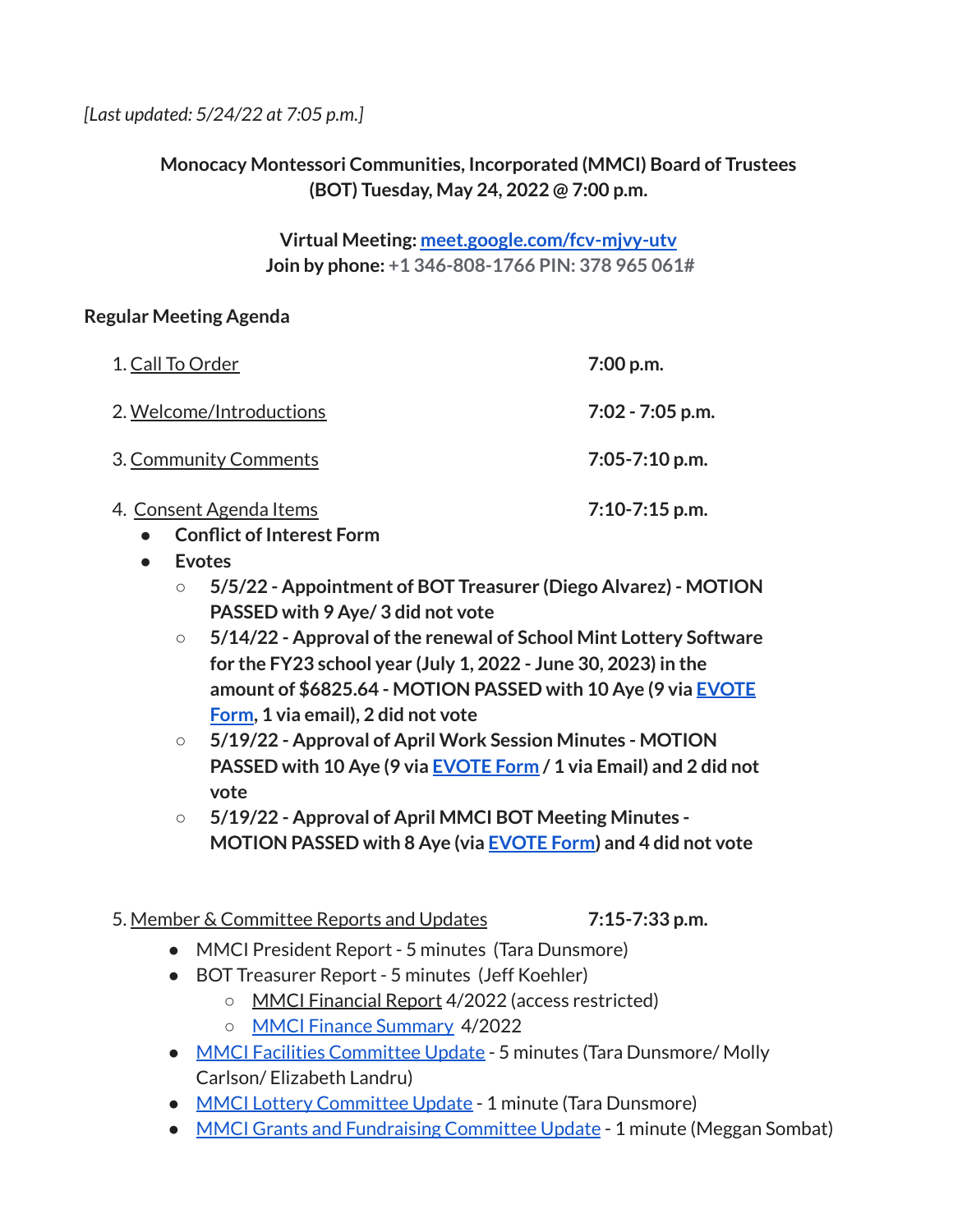*[Last updated: 5/24/22 at 7:05 p.m.]*

**Monocacy Montessori Communities, Incorporated (MMCI) Board of Trustees (BOT) Tuesday, May 24, 2022 @ 7:00 p.m.**

**Virtual Meeting: meet.google.com/fcv-mjvy-utv**
**Join by phone: +1 346-808-1766 PIN: 378 965 061#**

**Regular Meeting Agenda**

1. Call To Order — **7:00 p.m.**

2. Welcome/Introductions — **7:02 - 7:05 p.m.**

3. Community Comments — **7:05-7:10 p.m.**

4. Consent Agenda Items — **7:10-7:15 p.m.**
   - **Conflict of Interest Form**
   - **Evotes**
     - **5/5/22 - Appointment of BOT Treasurer (Diego Alvarez) - MOTION PASSED with 9 Aye/ 3 did not vote**
     - **5/14/22 - Approval of the renewal of School Mint Lottery Software for the FY23 school year (July 1, 2022 - June 30, 2023) in the amount of $6825.64 - MOTION PASSED with 10 Aye (9 via EVOTE Form, 1 via email), 2 did not vote**
     - **5/19/22 - Approval of April Work Session Minutes - MOTION PASSED with 10 Aye (9 via EVOTE Form / 1 via Email) and 2 did not vote**
     - **5/19/22 - Approval of April MMCI BOT Meeting Minutes - MOTION PASSED with 8 Aye (via EVOTE Form) and 4 did not vote**

5. Member & Committee Reports and Updates — **7:15-7:33 p.m.**
   - MMCI President Report - 5 minutes (Tara Dunsmore)
   - BOT Treasurer Report - 5 minutes (Jeff Koehler)
     - MMCI Financial Report 4/2022 (access restricted)
     - MMCI Finance Summary 4/2022
   - MMCI Facilities Committee Update - 5 minutes (Tara Dunsmore/ Molly Carlson/ Elizabeth Landru)
   - MMCI Lottery Committee Update - 1 minute (Tara Dunsmore)
   - MMCI Grants and Fundraising Committee Update - 1 minute (Meggan Sombat)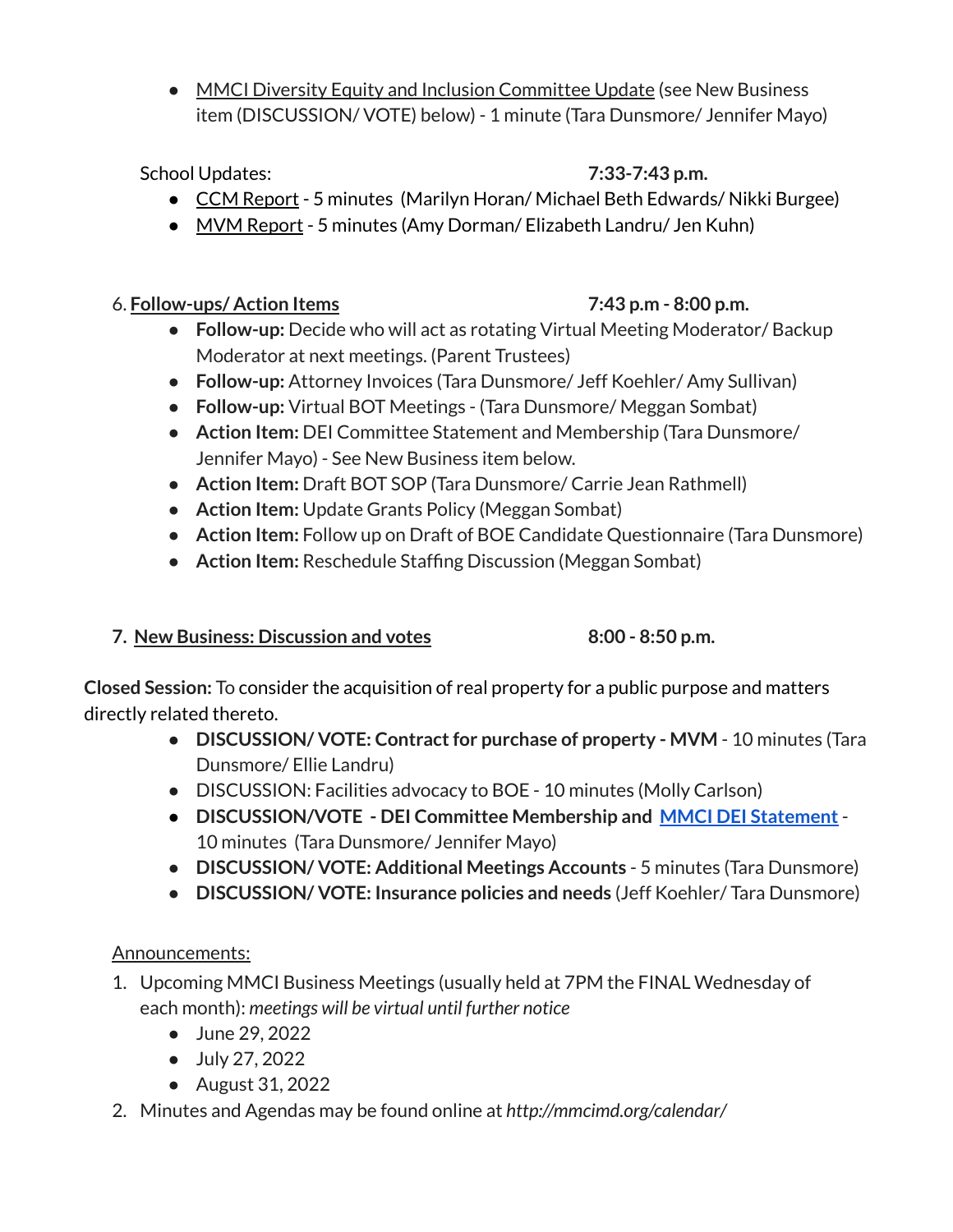- MMCI Diversity Equity and Inclusion Committee Update (see New Business item (DISCUSSION/ VOTE) below) - 1 minute (Tara Dunsmore/ Jennifer Mayo)

School Updates: **7:33-7:43 p.m.**

- CCM Report - 5 minutes (Marilyn Horan/ Michael Beth Edwards/ Nikki Burgee)
- MVM Report - 5 minutes (Amy Dorman/ Elizabeth Landru/ Jen Kuhn)

6. **Follow-ups/ Action Items** **7:43 p.m - 8:00 p.m.**

- **Follow-up:** Decide who will act as rotating Virtual Meeting Moderator/ Backup Moderator at next meetings. (Parent Trustees)
- **Follow-up:** Attorney Invoices (Tara Dunsmore/ Jeff Koehler/ Amy Sullivan)
- **Follow-up:** Virtual BOT Meetings - (Tara Dunsmore/ Meggan Sombat)
- **Action Item:** DEI Committee Statement and Membership (Tara Dunsmore/ Jennifer Mayo) - See New Business item below.
- **Action Item:** Draft BOT SOP (Tara Dunsmore/ Carrie Jean Rathmell)
- **Action Item:** Update Grants Policy (Meggan Sombat)
- **Action Item:** Follow up on Draft of BOE Candidate Questionnaire (Tara Dunsmore)
- **Action Item:** Reschedule Staffing Discussion (Meggan Sombat)

7. **New Business: Discussion and votes** **8:00 - 8:50 p.m.**

**Closed Session:** To consider the acquisition of real property for a public purpose and matters directly related thereto.

- **DISCUSSION/ VOTE: Contract for purchase of property - MVM** - 10 minutes (Tara Dunsmore/ Ellie Landru)
- DISCUSSION: Facilities advocacy to BOE - 10 minutes (Molly Carlson)
- **DISCUSSION/VOTE - DEI Committee Membership and MMCI DEI Statement** - 10 minutes (Tara Dunsmore/ Jennifer Mayo)
- **DISCUSSION/ VOTE: Additional Meetings Accounts** - 5 minutes (Tara Dunsmore)
- **DISCUSSION/ VOTE: Insurance policies and needs** (Jeff Koehler/ Tara Dunsmore)

Announcements:

1. Upcoming MMCI Business Meetings (usually held at 7PM the FINAL Wednesday of each month): *meetings will be virtual until further notice*
   - June 29, 2022
   - July 27, 2022
   - August 31, 2022
2. Minutes and Agendas may be found online at *http://mmcimd.org/calendar/*